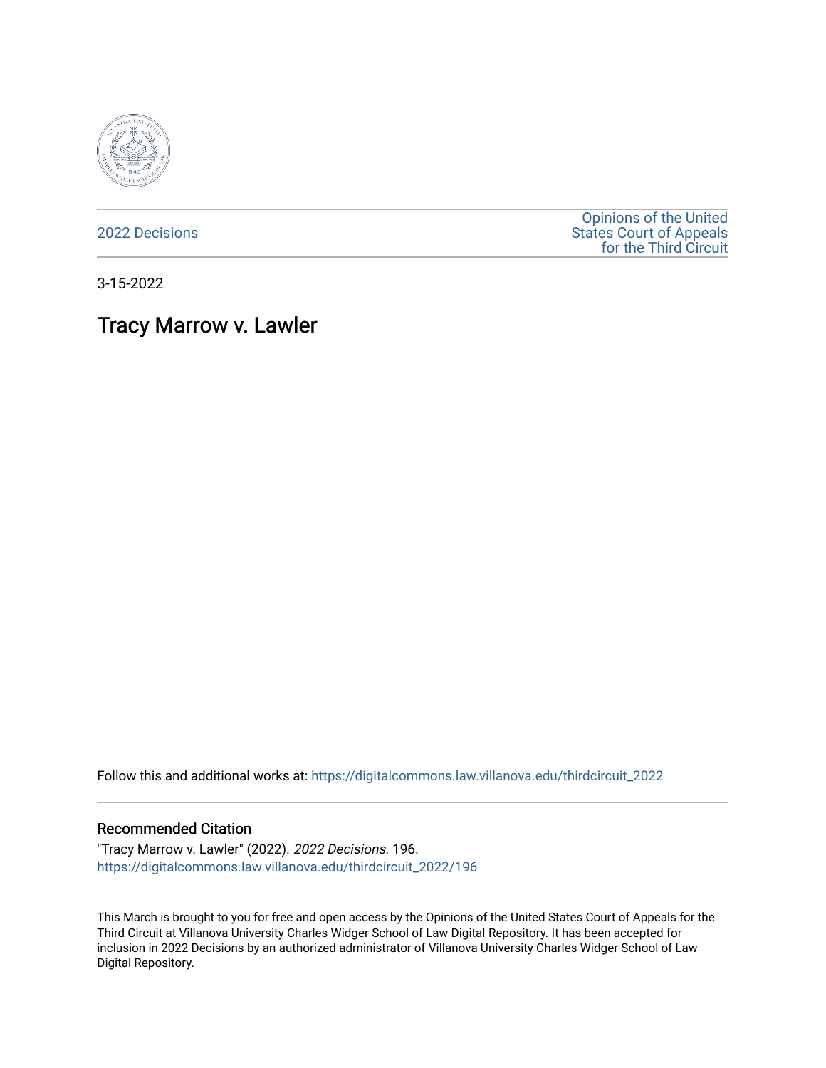2022 Decisions

Opinions of the United States Court of Appeals for the Third Circuit

3-15-2022

# Tracy Marrow v. Lawler

Follow this and additional works at: https://digitalcommons.law.villanova.edu/thirdcircuit_2022

## Recommended Citation

"Tracy Marrow v. Lawler" (2022). *2022 Decisions*. 196.
https://digitalcommons.law.villanova.edu/thirdcircuit_2022/196

This March is brought to you for free and open access by the Opinions of the United States Court of Appeals for the Third Circuit at Villanova University Charles Widger School of Law Digital Repository. It has been accepted for inclusion in 2022 Decisions by an authorized administrator of Villanova University Charles Widger School of Law Digital Repository.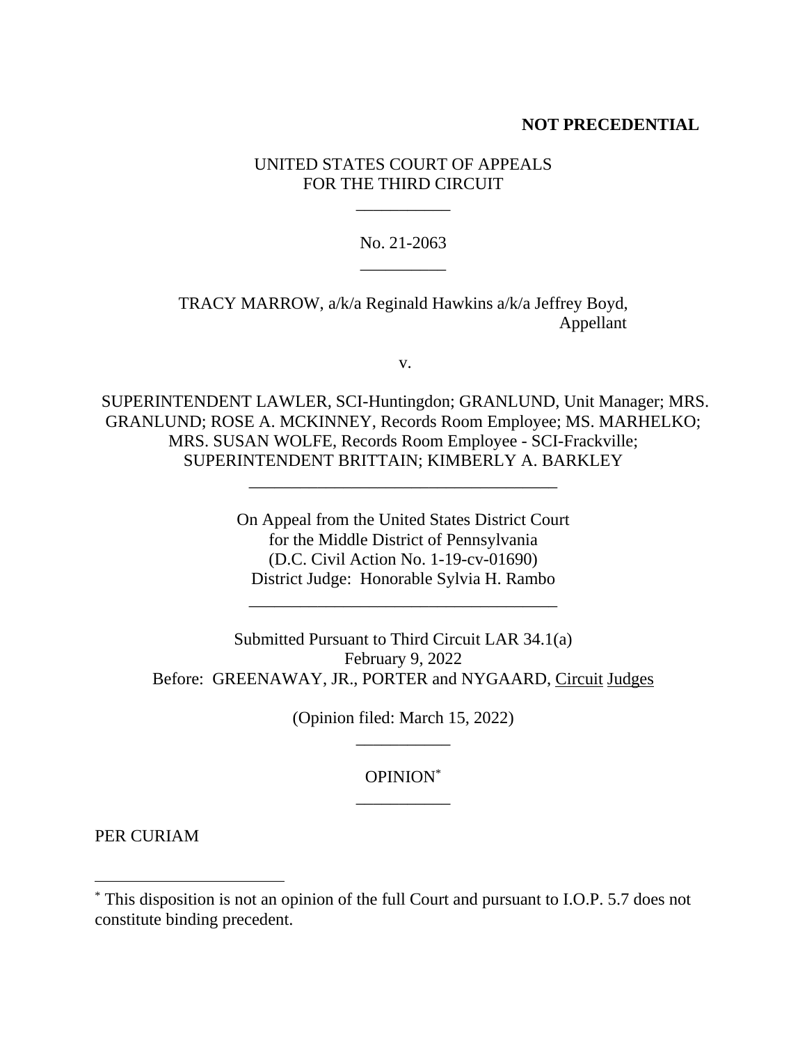**NOT PRECEDENTIAL**

UNITED STATES COURT OF APPEALS
FOR THE THIRD CIRCUIT

___________

No. 21-2063

__________

TRACY MARROW, a/k/a Reginald Hawkins a/k/a Jeffrey Boyd,
Appellant

v.

SUPERINTENDENT LAWLER, SCI-Huntingdon; GRANLUND, Unit Manager; MRS. GRANLUND; ROSE A. MCKINNEY, Records Room Employee; MS. MARHELKO; MRS. SUSAN WOLFE, Records Room Employee - SCI-Frackville; SUPERINTENDENT BRITTAIN; KIMBERLY A. BARKLEY

____________________________________

On Appeal from the United States District Court
for the Middle District of Pennsylvania
(D.C. Civil Action No. 1-19-cv-01690)
District Judge: Honorable Sylvia H. Rambo

____________________________________

Submitted Pursuant to Third Circuit LAR 34.1(a)
February 9, 2022
Before: GREENAWAY, JR., PORTER and NYGAARD, Circuit Judges

(Opinion filed: March 15, 2022)

___________

OPINION[*]

___________

PER CURIAM

---

[*] This disposition is not an opinion of the full Court and pursuant to I.O.P. 5.7 does not constitute binding precedent.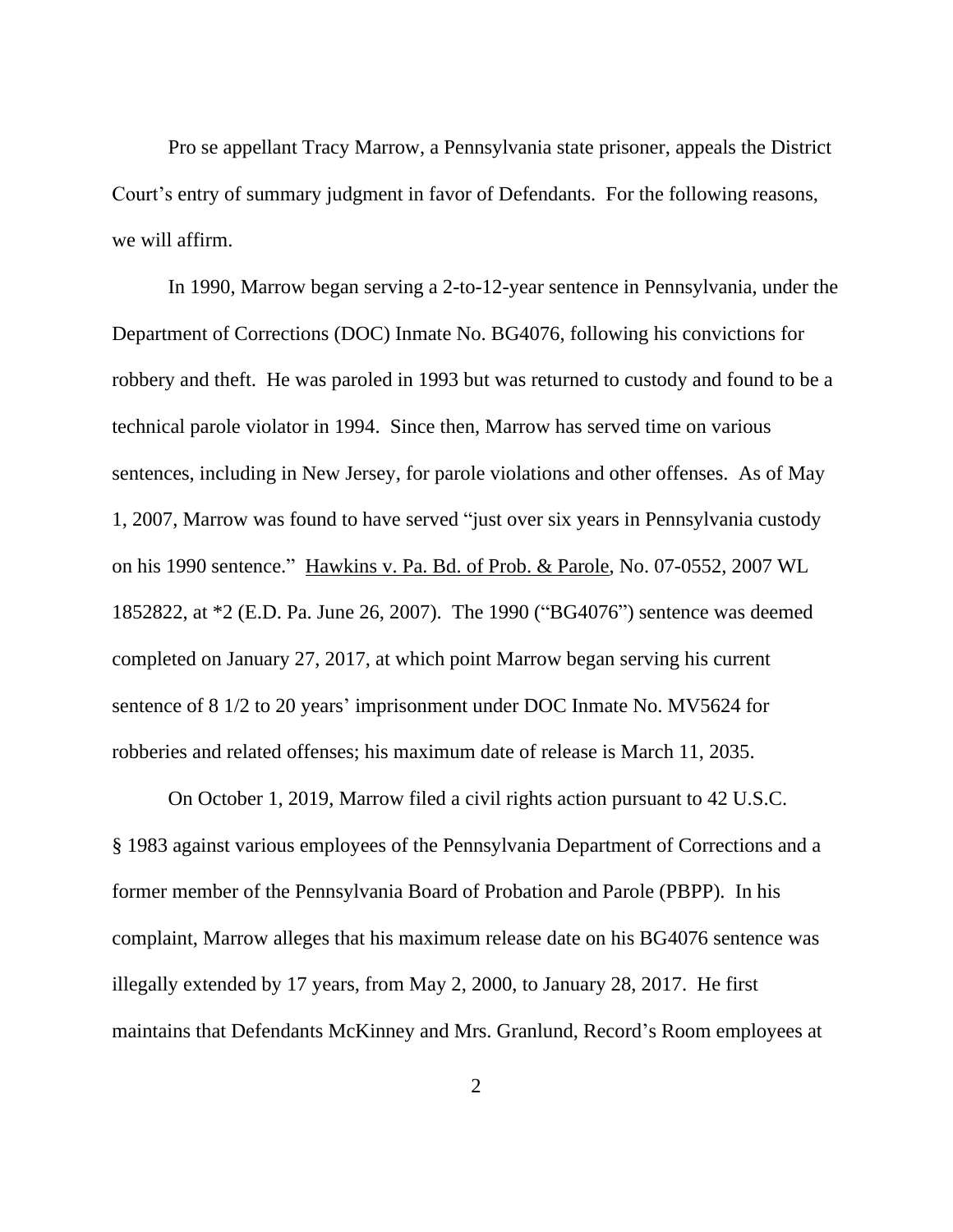Pro se appellant Tracy Marrow, a Pennsylvania state prisoner, appeals the District Court's entry of summary judgment in favor of Defendants. For the following reasons, we will affirm.

In 1990, Marrow began serving a 2-to-12-year sentence in Pennsylvania, under the Department of Corrections (DOC) Inmate No. BG4076, following his convictions for robbery and theft. He was paroled in 1993 but was returned to custody and found to be a technical parole violator in 1994. Since then, Marrow has served time on various sentences, including in New Jersey, for parole violations and other offenses. As of May 1, 2007, Marrow was found to have served "just over six years in Pennsylvania custody on his 1990 sentence." Hawkins v. Pa. Bd. of Prob. & Parole, No. 07-0552, 2007 WL 1852822, at *2 (E.D. Pa. June 26, 2007). The 1990 ("BG4076") sentence was deemed completed on January 27, 2017, at which point Marrow began serving his current sentence of 8 1/2 to 20 years' imprisonment under DOC Inmate No. MV5624 for robberies and related offenses; his maximum date of release is March 11, 2035.

On October 1, 2019, Marrow filed a civil rights action pursuant to 42 U.S.C. § 1983 against various employees of the Pennsylvania Department of Corrections and a former member of the Pennsylvania Board of Probation and Parole (PBPP). In his complaint, Marrow alleges that his maximum release date on his BG4076 sentence was illegally extended by 17 years, from May 2, 2000, to January 28, 2017. He first maintains that Defendants McKinney and Mrs. Granlund, Record's Room employees at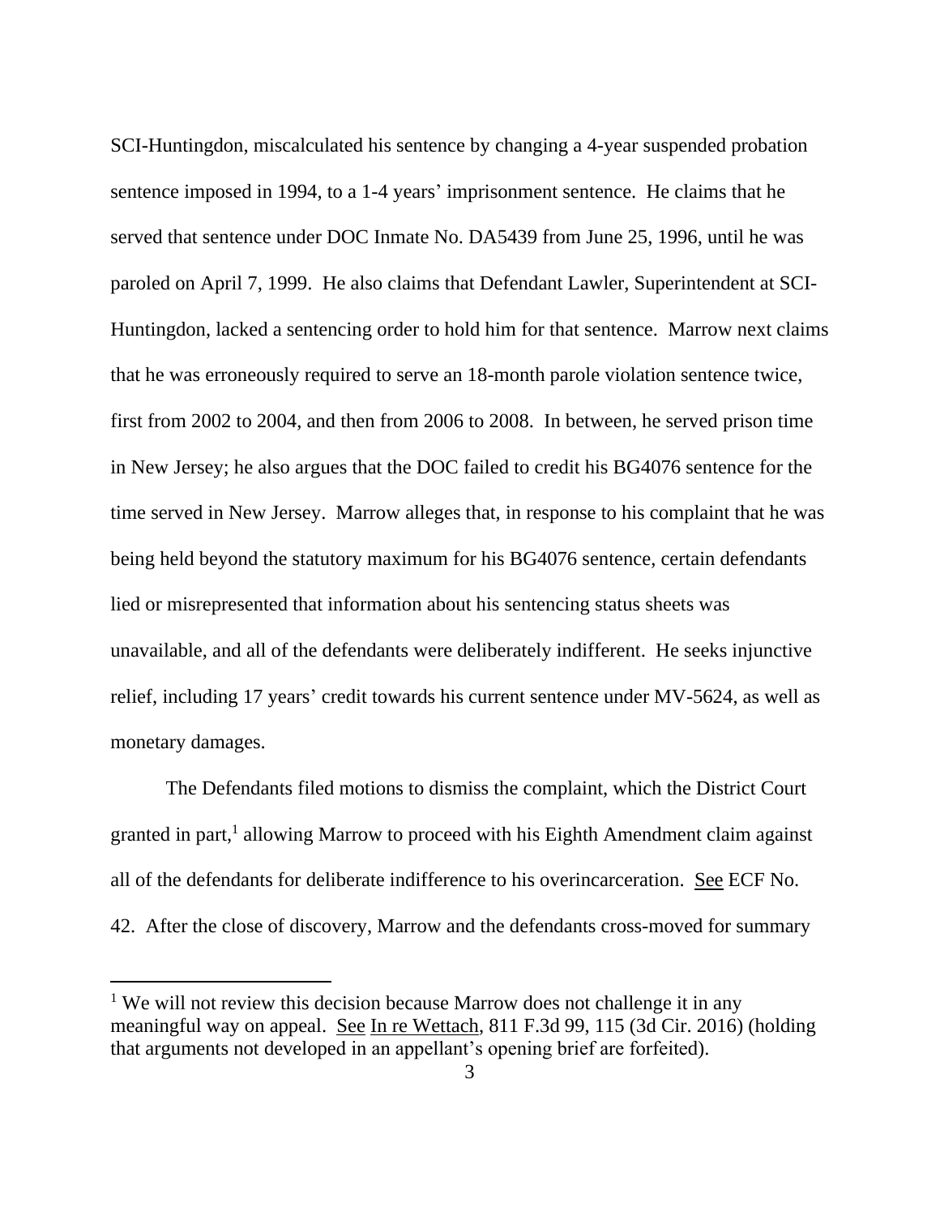SCI-Huntingdon, miscalculated his sentence by changing a 4-year suspended probation sentence imposed in 1994, to a 1-4 years' imprisonment sentence. He claims that he served that sentence under DOC Inmate No. DA5439 from June 25, 1996, until he was paroled on April 7, 1999. He also claims that Defendant Lawler, Superintendent at SCI-Huntingdon, lacked a sentencing order to hold him for that sentence. Marrow next claims that he was erroneously required to serve an 18-month parole violation sentence twice, first from 2002 to 2004, and then from 2006 to 2008. In between, he served prison time in New Jersey; he also argues that the DOC failed to credit his BG4076 sentence for the time served in New Jersey. Marrow alleges that, in response to his complaint that he was being held beyond the statutory maximum for his BG4076 sentence, certain defendants lied or misrepresented that information about his sentencing status sheets was unavailable, and all of the defendants were deliberately indifferent. He seeks injunctive relief, including 17 years' credit towards his current sentence under MV-5624, as well as monetary damages.

The Defendants filed motions to dismiss the complaint, which the District Court granted in part,[1] allowing Marrow to proceed with his Eighth Amendment claim against all of the defendants for deliberate indifference to his overincarceration. See ECF No. 42. After the close of discovery, Marrow and the defendants cross-moved for summary

[1] We will not review this decision because Marrow does not challenge it in any meaningful way on appeal. See In re Wettach, 811 F.3d 99, 115 (3d Cir. 2016) (holding that arguments not developed in an appellant's opening brief are forfeited).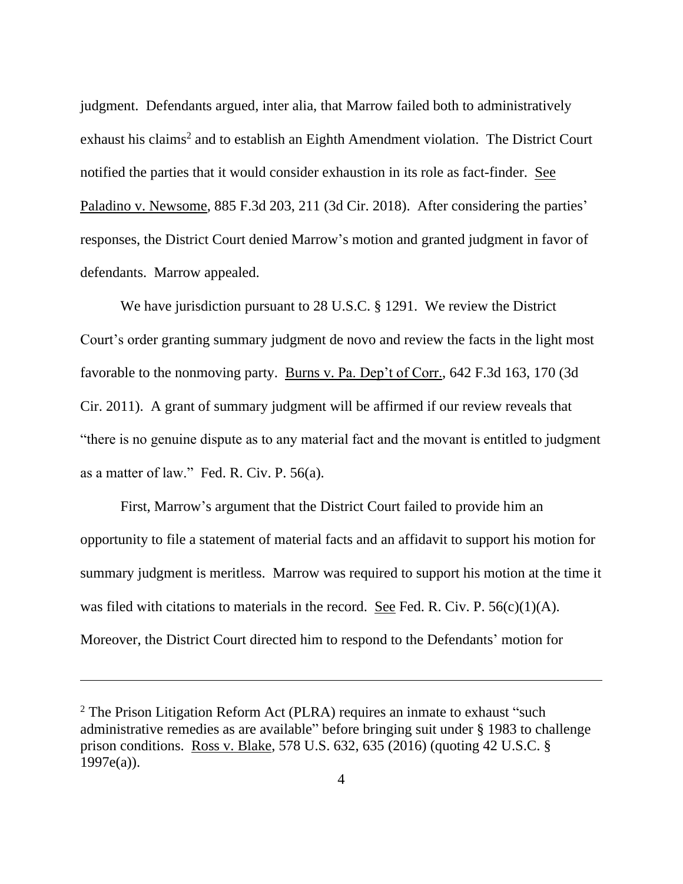judgment. Defendants argued, inter alia, that Marrow failed both to administratively exhaust his claims[2] and to establish an Eighth Amendment violation. The District Court notified the parties that it would consider exhaustion in its role as fact-finder. See Paladino v. Newsome, 885 F.3d 203, 211 (3d Cir. 2018). After considering the parties' responses, the District Court denied Marrow's motion and granted judgment in favor of defendants. Marrow appealed.

We have jurisdiction pursuant to 28 U.S.C. § 1291. We review the District Court's order granting summary judgment de novo and review the facts in the light most favorable to the nonmoving party. Burns v. Pa. Dep't of Corr., 642 F.3d 163, 170 (3d Cir. 2011). A grant of summary judgment will be affirmed if our review reveals that "there is no genuine dispute as to any material fact and the movant is entitled to judgment as a matter of law." Fed. R. Civ. P. 56(a).

First, Marrow's argument that the District Court failed to provide him an opportunity to file a statement of material facts and an affidavit to support his motion for summary judgment is meritless. Marrow was required to support his motion at the time it was filed with citations to materials in the record. See Fed. R. Civ. P. 56(c)(1)(A). Moreover, the District Court directed him to respond to the Defendants' motion for

---

[2] The Prison Litigation Reform Act (PLRA) requires an inmate to exhaust "such administrative remedies as are available" before bringing suit under § 1983 to challenge prison conditions. Ross v. Blake, 578 U.S. 632, 635 (2016) (quoting 42 U.S.C. § 1997e(a)).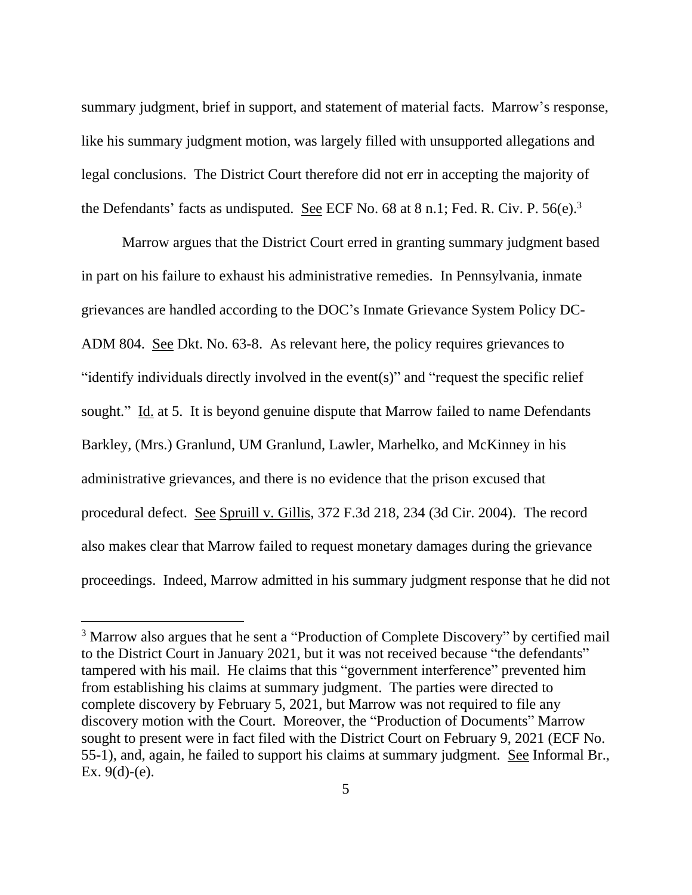summary judgment, brief in support, and statement of material facts. Marrow's response, like his summary judgment motion, was largely filled with unsupported allegations and legal conclusions. The District Court therefore did not err in accepting the majority of the Defendants' facts as undisputed. See ECF No. 68 at 8 n.1; Fed. R. Civ. P. 56(e).[3]

Marrow argues that the District Court erred in granting summary judgment based in part on his failure to exhaust his administrative remedies. In Pennsylvania, inmate grievances are handled according to the DOC's Inmate Grievance System Policy DC-ADM 804. See Dkt. No. 63-8. As relevant here, the policy requires grievances to "identify individuals directly involved in the event(s)" and "request the specific relief sought." Id. at 5. It is beyond genuine dispute that Marrow failed to name Defendants Barkley, (Mrs.) Granlund, UM Granlund, Lawler, Marhelko, and McKinney in his administrative grievances, and there is no evidence that the prison excused that procedural defect. See Spruill v. Gillis, 372 F.3d 218, 234 (3d Cir. 2004). The record also makes clear that Marrow failed to request monetary damages during the grievance proceedings. Indeed, Marrow admitted in his summary judgment response that he did not

---

[3] Marrow also argues that he sent a "Production of Complete Discovery" by certified mail to the District Court in January 2021, but it was not received because "the defendants" tampered with his mail. He claims that this "government interference" prevented him from establishing his claims at summary judgment. The parties were directed to complete discovery by February 5, 2021, but Marrow was not required to file any discovery motion with the Court. Moreover, the "Production of Documents" Marrow sought to present were in fact filed with the District Court on February 9, 2021 (ECF No. 55-1), and, again, he failed to support his claims at summary judgment. See Informal Br., Ex. 9(d)-(e).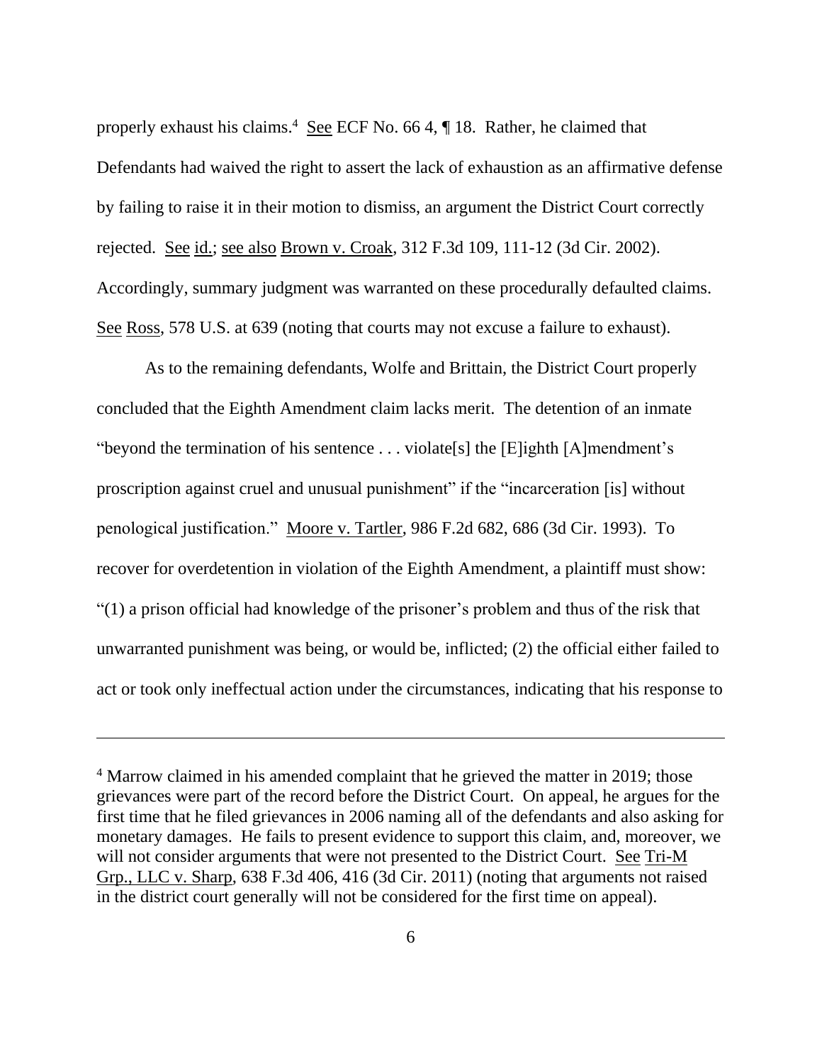properly exhaust his claims.[4] See ECF No. 66 4, ¶ 18. Rather, he claimed that Defendants had waived the right to assert the lack of exhaustion as an affirmative defense by failing to raise it in their motion to dismiss, an argument the District Court correctly rejected. See id.; see also Brown v. Croak, 312 F.3d 109, 111-12 (3d Cir. 2002). Accordingly, summary judgment was warranted on these procedurally defaulted claims. See Ross, 578 U.S. at 639 (noting that courts may not excuse a failure to exhaust).

As to the remaining defendants, Wolfe and Brittain, the District Court properly concluded that the Eighth Amendment claim lacks merit. The detention of an inmate "beyond the termination of his sentence . . . violate[s] the [E]ighth [A]mendment's proscription against cruel and unusual punishment" if the "incarceration [is] without penological justification." Moore v. Tartler, 986 F.2d 682, 686 (3d Cir. 1993). To recover for overdetention in violation of the Eighth Amendment, a plaintiff must show: "(1) a prison official had knowledge of the prisoner's problem and thus of the risk that unwarranted punishment was being, or would be, inflicted; (2) the official either failed to act or took only ineffectual action under the circumstances, indicating that his response to

---

[4] Marrow claimed in his amended complaint that he grieved the matter in 2019; those grievances were part of the record before the District Court. On appeal, he argues for the first time that he filed grievances in 2006 naming all of the defendants and also asking for monetary damages. He fails to present evidence to support this claim, and, moreover, we will not consider arguments that were not presented to the District Court. See Tri-M Grp., LLC v. Sharp, 638 F.3d 406, 416 (3d Cir. 2011) (noting that arguments not raised in the district court generally will not be considered for the first time on appeal).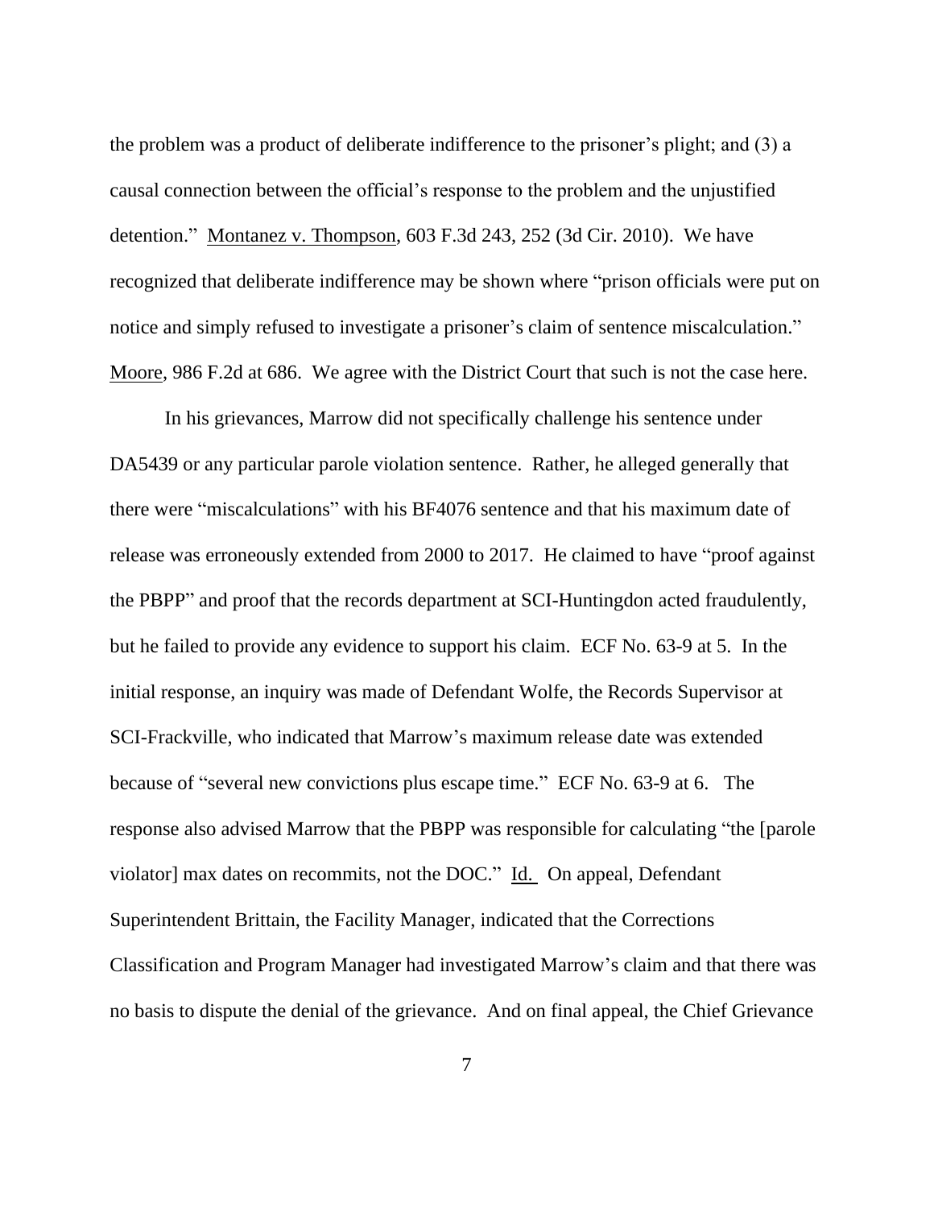the problem was a product of deliberate indifference to the prisoner's plight; and (3) a causal connection between the official's response to the problem and the unjustified detention." Montanez v. Thompson, 603 F.3d 243, 252 (3d Cir. 2010). We have recognized that deliberate indifference may be shown where "prison officials were put on notice and simply refused to investigate a prisoner's claim of sentence miscalculation." Moore, 986 F.2d at 686. We agree with the District Court that such is not the case here.

In his grievances, Marrow did not specifically challenge his sentence under DA5439 or any particular parole violation sentence. Rather, he alleged generally that there were "miscalculations" with his BF4076 sentence and that his maximum date of release was erroneously extended from 2000 to 2017. He claimed to have "proof against the PBPP" and proof that the records department at SCI-Huntingdon acted fraudulently, but he failed to provide any evidence to support his claim. ECF No. 63-9 at 5. In the initial response, an inquiry was made of Defendant Wolfe, the Records Supervisor at SCI-Frackville, who indicated that Marrow's maximum release date was extended because of "several new convictions plus escape time." ECF No. 63-9 at 6. The response also advised Marrow that the PBPP was responsible for calculating "the [parole violator] max dates on recommits, not the DOC." Id. On appeal, Defendant Superintendent Brittain, the Facility Manager, indicated that the Corrections Classification and Program Manager had investigated Marrow's claim and that there was no basis to dispute the denial of the grievance. And on final appeal, the Chief Grievance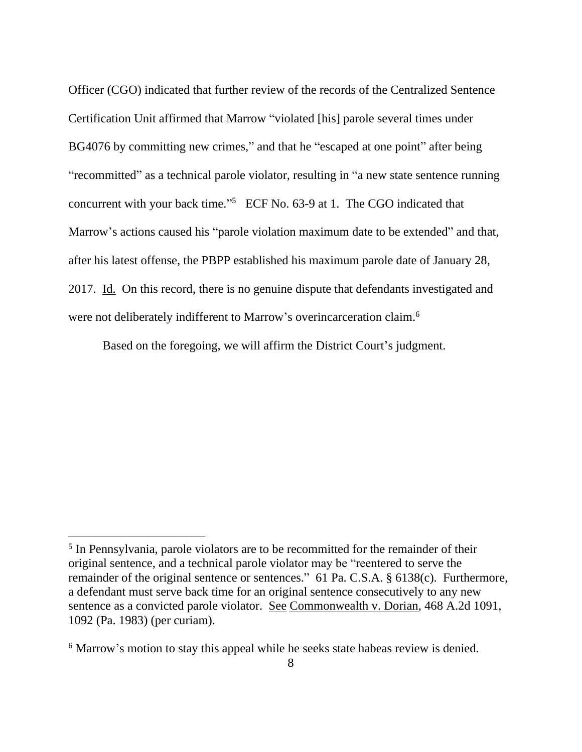Officer (CGO) indicated that further review of the records of the Centralized Sentence Certification Unit affirmed that Marrow "violated [his] parole several times under BG4076 by committing new crimes," and that he "escaped at one point" after being "recommitted" as a technical parole violator, resulting in "a new state sentence running concurrent with your back time."[5] ECF No. 63-9 at 1. The CGO indicated that Marrow's actions caused his "parole violation maximum date to be extended" and that, after his latest offense, the PBPP established his maximum parole date of January 28, 2017. Id. On this record, there is no genuine dispute that defendants investigated and were not deliberately indifferent to Marrow's overincarceration claim.[6]

Based on the foregoing, we will affirm the District Court's judgment.

---

[5] In Pennsylvania, parole violators are to be recommitted for the remainder of their original sentence, and a technical parole violator may be "reentered to serve the remainder of the original sentence or sentences." 61 Pa. C.S.A. § 6138(c). Furthermore, a defendant must serve back time for an original sentence consecutively to any new sentence as a convicted parole violator. See Commonwealth v. Dorian, 468 A.2d 1091, 1092 (Pa. 1983) (per curiam).

[6] Marrow's motion to stay this appeal while he seeks state habeas review is denied.